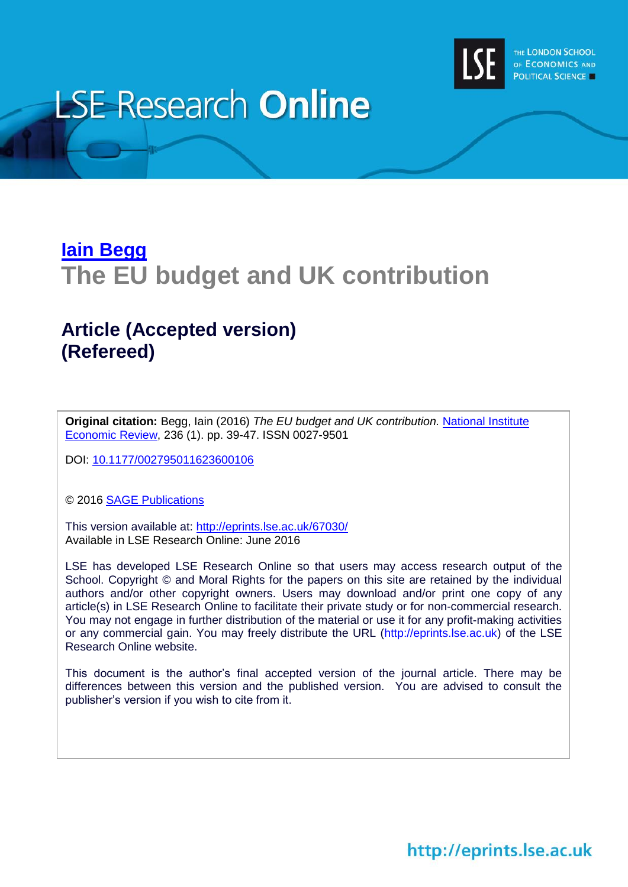LSE Research **Online**

THE LONDON SCHOOL OF ECONOMICS AND POLITICAL SCIENCE

# [Iain Begg](#)

# The EU budget and UK contribution

## Article (Accepted version) (Refereed)

**Original citation:** Begg, Iain (2016) *The EU budget and UK contribution.* [National Institute Economic Review](#), 236 (1). pp. 39-47. ISSN 0027-9501

DOI: [10.1177/002795011623600106](#)

© 2016 [SAGE Publications](#)

This version available at: [http://eprints.lse.ac.uk/67030/](http://eprints.lse.ac.uk/67030/)
Available in LSE Research Online: June 2016

LSE has developed LSE Research Online so that users may access research output of the School. Copyright © and Moral Rights for the papers on this site are retained by the individual authors and/or other copyright owners. Users may download and/or print one copy of any article(s) in LSE Research Online to facilitate their private study or for non-commercial research. You may not engage in further distribution of the material or use it for any profit-making activities or any commercial gain. You may freely distribute the URL (http://eprints.lse.ac.uk) of the LSE Research Online website.

This document is the author's final accepted version of the journal article. There may be differences between this version and the published version. You are advised to consult the publisher's version if you wish to cite from it.

http://eprints.lse.ac.uk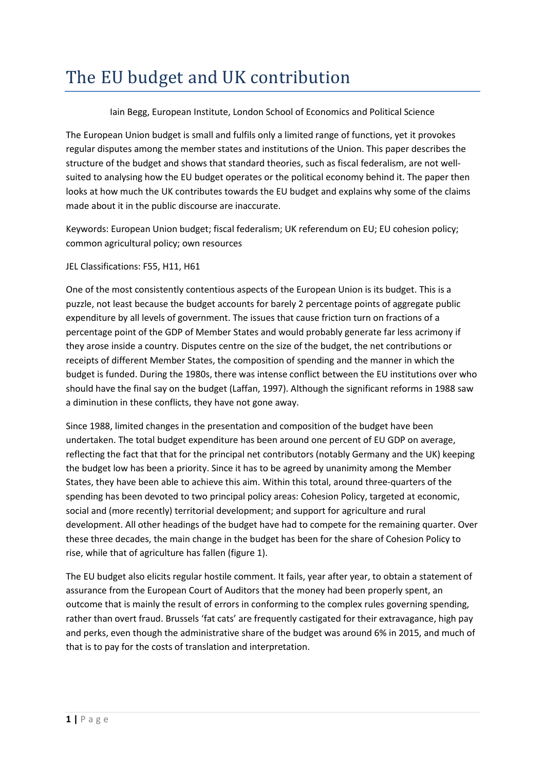# The EU budget and UK contribution

Iain Begg, European Institute, London School of Economics and Political Science

The European Union budget is small and fulfils only a limited range of functions, yet it provokes regular disputes among the member states and institutions of the Union. This paper describes the structure of the budget and shows that standard theories, such as fiscal federalism, are not well-suited to analysing how the EU budget operates or the political economy behind it. The paper then looks at how much the UK contributes towards the EU budget and explains why some of the claims made about it in the public discourse are inaccurate.

Keywords: European Union budget; fiscal federalism; UK referendum on EU; EU cohesion policy; common agricultural policy; own resources

JEL Classifications: F55, H11, H61

One of the most consistently contentious aspects of the European Union is its budget. This is a puzzle, not least because the budget accounts for barely 2 percentage points of aggregate public expenditure by all levels of government. The issues that cause friction turn on fractions of a percentage point of the GDP of Member States and would probably generate far less acrimony if they arose inside a country. Disputes centre on the size of the budget, the net contributions or receipts of different Member States, the composition of spending and the manner in which the budget is funded. During the 1980s, there was intense conflict between the EU institutions over who should have the final say on the budget (Laffan, 1997). Although the significant reforms in 1988 saw a diminution in these conflicts, they have not gone away.

Since 1988, limited changes in the presentation and composition of the budget have been undertaken. The total budget expenditure has been around one percent of EU GDP on average, reflecting the fact that that for the principal net contributors (notably Germany and the UK) keeping the budget low has been a priority. Since it has to be agreed by unanimity among the Member States, they have been able to achieve this aim. Within this total, around three-quarters of the spending has been devoted to two principal policy areas: Cohesion Policy, targeted at economic, social and (more recently) territorial development; and support for agriculture and rural development. All other headings of the budget have had to compete for the remaining quarter. Over these three decades, the main change in the budget has been for the share of Cohesion Policy to rise, while that of agriculture has fallen (figure 1).

The EU budget also elicits regular hostile comment. It fails, year after year, to obtain a statement of assurance from the European Court of Auditors that the money had been properly spent, an outcome that is mainly the result of errors in conforming to the complex rules governing spending, rather than overt fraud. Brussels 'fat cats' are frequently castigated for their extravagance, high pay and perks, even though the administrative share of the budget was around 6% in 2015, and much of that is to pay for the costs of translation and interpretation.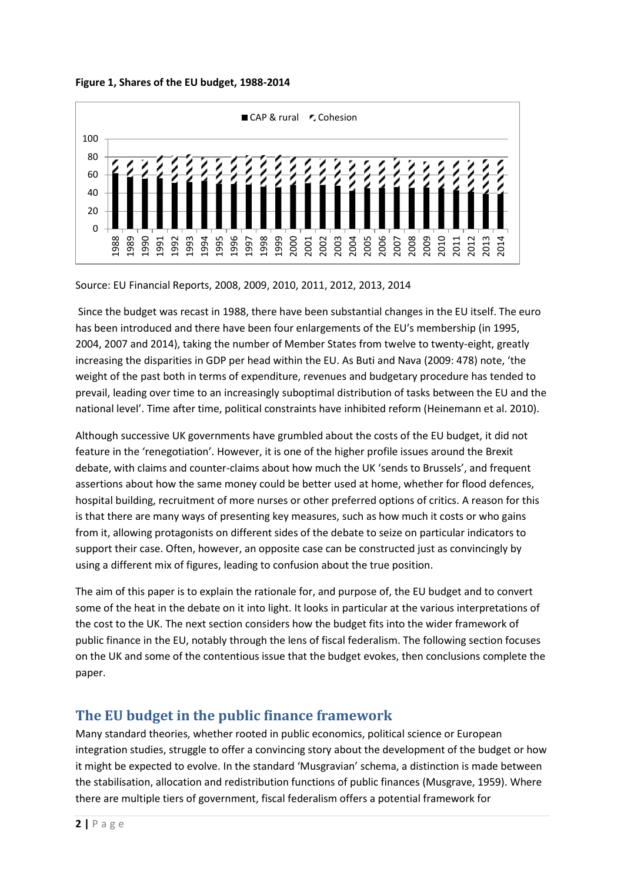**Figure 1, Shares of the EU budget, 1988-2014**

Source: EU Financial Reports, 2008, 2009, 2010, 2011, 2012, 2013, 2014

Since the budget was recast in 1988, there have been substantial changes in the EU itself. The euro has been introduced and there have been four enlargements of the EU's membership (in 1995, 2004, 2007 and 2014), taking the number of Member States from twelve to twenty-eight, greatly increasing the disparities in GDP per head within the EU. As Buti and Nava (2009: 478) note, 'the weight of the past both in terms of expenditure, revenues and budgetary procedure has tended to prevail, leading over time to an increasingly suboptimal distribution of tasks between the EU and the national level'. Time after time, political constraints have inhibited reform (Heinemann et al. 2010).

Although successive UK governments have grumbled about the costs of the EU budget, it did not feature in the 'renegotiation'. However, it is one of the higher profile issues around the Brexit debate, with claims and counter-claims about how much the UK 'sends to Brussels', and frequent assertions about how the same money could be better used at home, whether for flood defences, hospital building, recruitment of more nurses or other preferred options of critics. A reason for this is that there are many ways of presenting key measures, such as how much it costs or who gains from it, allowing protagonists on different sides of the debate to seize on particular indicators to support their case. Often, however, an opposite case can be constructed just as convincingly by using a different mix of figures, leading to confusion about the true position.

The aim of this paper is to explain the rationale for, and purpose of, the EU budget and to convert some of the heat in the debate on it into light. It looks in particular at the various interpretations of the cost to the UK. The next section considers how the budget fits into the wider framework of public finance in the EU, notably through the lens of fiscal federalism. The following section focuses on the UK and some of the contentious issue that the budget evokes, then conclusions complete the paper.

## The EU budget in the public finance framework

Many standard theories, whether rooted in public economics, political science or European integration studies, struggle to offer a convincing story about the development of the budget or how it might be expected to evolve. In the standard 'Musgravian' schema, a distinction is made between the stabilisation, allocation and redistribution functions of public finances (Musgrave, 1959). Where there are multiple tiers of government, fiscal federalism offers a potential framework for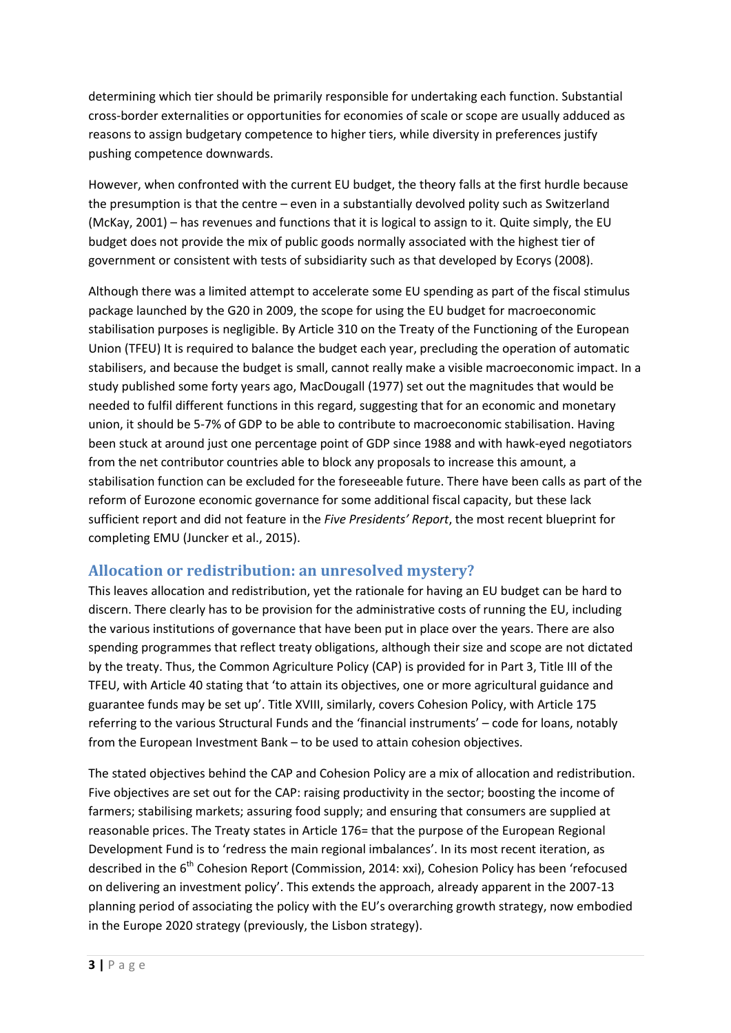determining which tier should be primarily responsible for undertaking each function. Substantial cross-border externalities or opportunities for economies of scale or scope are usually adduced as reasons to assign budgetary competence to higher tiers, while diversity in preferences justify pushing competence downwards.

However, when confronted with the current EU budget, the theory falls at the first hurdle because the presumption is that the centre – even in a substantially devolved polity such as Switzerland (McKay, 2001) – has revenues and functions that it is logical to assign to it. Quite simply, the EU budget does not provide the mix of public goods normally associated with the highest tier of government or consistent with tests of subsidiarity such as that developed by Ecorys (2008).

Although there was a limited attempt to accelerate some EU spending as part of the fiscal stimulus package launched by the G20 in 2009, the scope for using the EU budget for macroeconomic stabilisation purposes is negligible. By Article 310 on the Treaty of the Functioning of the European Union (TFEU) It is required to balance the budget each year, precluding the operation of automatic stabilisers, and because the budget is small, cannot really make a visible macroeconomic impact. In a study published some forty years ago, MacDougall (1977) set out the magnitudes that would be needed to fulfil different functions in this regard, suggesting that for an economic and monetary union, it should be 5-7% of GDP to be able to contribute to macroeconomic stabilisation. Having been stuck at around just one percentage point of GDP since 1988 and with hawk-eyed negotiators from the net contributor countries able to block any proposals to increase this amount, a stabilisation function can be excluded for the foreseeable future. There have been calls as part of the reform of Eurozone economic governance for some additional fiscal capacity, but these lack sufficient report and did not feature in the *Five Presidents' Report*, the most recent blueprint for completing EMU (Juncker et al., 2015).

## Allocation or redistribution: an unresolved mystery?

This leaves allocation and redistribution, yet the rationale for having an EU budget can be hard to discern. There clearly has to be provision for the administrative costs of running the EU, including the various institutions of governance that have been put in place over the years. There are also spending programmes that reflect treaty obligations, although their size and scope are not dictated by the treaty. Thus, the Common Agriculture Policy (CAP) is provided for in Part 3, Title III of the TFEU, with Article 40 stating that 'to attain its objectives, one or more agricultural guidance and guarantee funds may be set up'. Title XVIII, similarly, covers Cohesion Policy, with Article 175 referring to the various Structural Funds and the 'financial instruments' – code for loans, notably from the European Investment Bank – to be used to attain cohesion objectives.

The stated objectives behind the CAP and Cohesion Policy are a mix of allocation and redistribution. Five objectives are set out for the CAP: raising productivity in the sector; boosting the income of farmers; stabilising markets; assuring food supply; and ensuring that consumers are supplied at reasonable prices. The Treaty states in Article 176= that the purpose of the European Regional Development Fund is to 'redress the main regional imbalances'. In its most recent iteration, as described in the 6th Cohesion Report (Commission, 2014: xxi), Cohesion Policy has been 'refocused on delivering an investment policy'. This extends the approach, already apparent in the 2007-13 planning period of associating the policy with the EU's overarching growth strategy, now embodied in the Europe 2020 strategy (previously, the Lisbon strategy).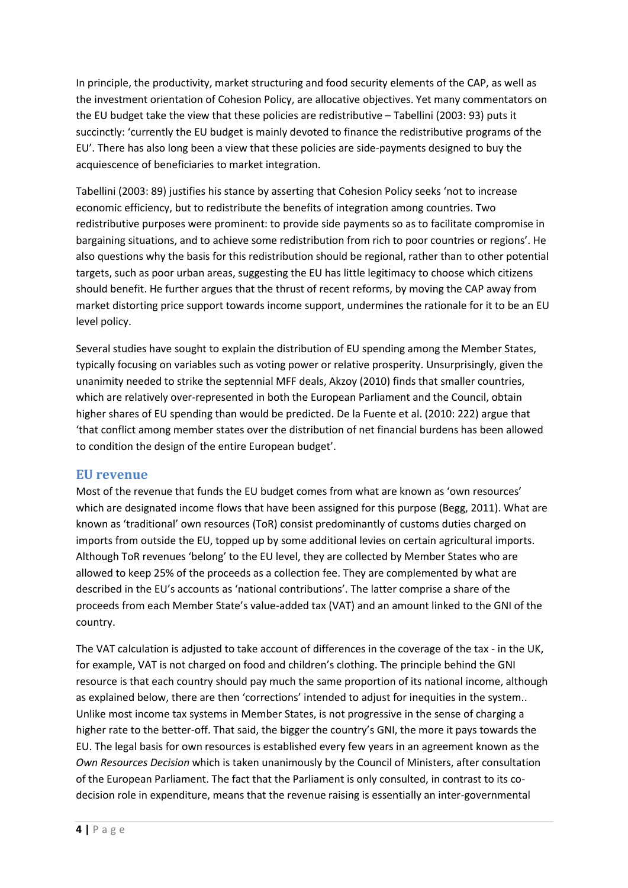In principle, the productivity, market structuring and food security elements of the CAP, as well as the investment orientation of Cohesion Policy, are allocative objectives. Yet many commentators on the EU budget take the view that these policies are redistributive – Tabellini (2003: 93) puts it succinctly: 'currently the EU budget is mainly devoted to finance the redistributive programs of the EU'. There has also long been a view that these policies are side-payments designed to buy the acquiescence of beneficiaries to market integration.

Tabellini (2003: 89) justifies his stance by asserting that Cohesion Policy seeks 'not to increase economic efficiency, but to redistribute the benefits of integration among countries. Two redistributive purposes were prominent: to provide side payments so as to facilitate compromise in bargaining situations, and to achieve some redistribution from rich to poor countries or regions'. He also questions why the basis for this redistribution should be regional, rather than to other potential targets, such as poor urban areas, suggesting the EU has little legitimacy to choose which citizens should benefit. He further argues that the thrust of recent reforms, by moving the CAP away from market distorting price support towards income support, undermines the rationale for it to be an EU level policy.

Several studies have sought to explain the distribution of EU spending among the Member States, typically focusing on variables such as voting power or relative prosperity. Unsurprisingly, given the unanimity needed to strike the septennial MFF deals, Akzoy (2010) finds that smaller countries, which are relatively over-represented in both the European Parliament and the Council, obtain higher shares of EU spending than would be predicted. De la Fuente et al. (2010: 222) argue that 'that conflict among member states over the distribution of net financial burdens has been allowed to condition the design of the entire European budget'.

## EU revenue

Most of the revenue that funds the EU budget comes from what are known as 'own resources' which are designated income flows that have been assigned for this purpose (Begg, 2011). What are known as 'traditional' own resources (ToR) consist predominantly of customs duties charged on imports from outside the EU, topped up by some additional levies on certain agricultural imports. Although ToR revenues 'belong' to the EU level, they are collected by Member States who are allowed to keep 25% of the proceeds as a collection fee. They are complemented by what are described in the EU's accounts as 'national contributions'. The latter comprise a share of the proceeds from each Member State's value-added tax (VAT) and an amount linked to the GNI of the country.

The VAT calculation is adjusted to take account of differences in the coverage of the tax - in the UK, for example, VAT is not charged on food and children's clothing. The principle behind the GNI resource is that each country should pay much the same proportion of its national income, although as explained below, there are then 'corrections' intended to adjust for inequities in the system.. Unlike most income tax systems in Member States, is not progressive in the sense of charging a higher rate to the better-off. That said, the bigger the country's GNI, the more it pays towards the EU. The legal basis for own resources is established every few years in an agreement known as the *Own Resources Decision* which is taken unanimously by the Council of Ministers, after consultation of the European Parliament. The fact that the Parliament is only consulted, in contrast to its co-decision role in expenditure, means that the revenue raising is essentially an inter-governmental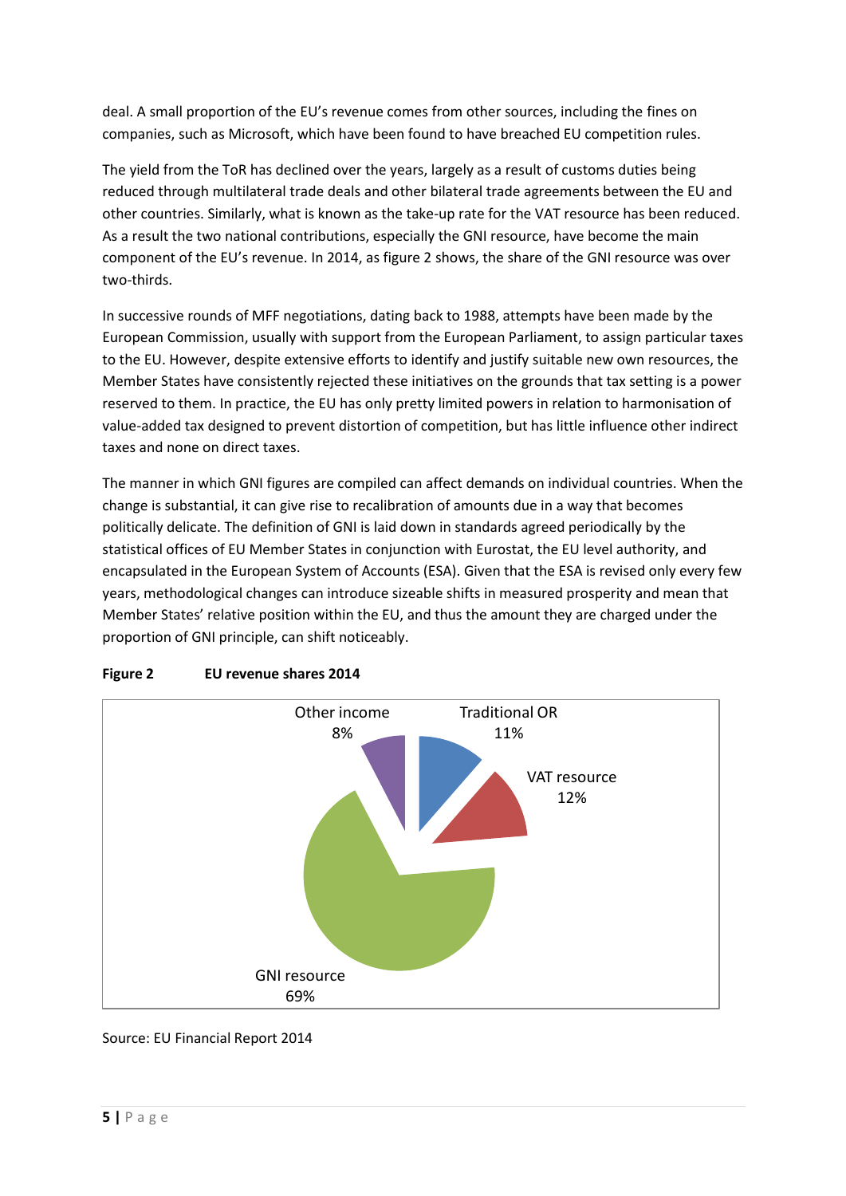deal. A small proportion of the EU's revenue comes from other sources, including the fines on companies, such as Microsoft, which have been found to have breached EU competition rules.

The yield from the ToR has declined over the years, largely as a result of customs duties being reduced through multilateral trade deals and other bilateral trade agreements between the EU and other countries. Similarly, what is known as the take-up rate for the VAT resource has been reduced. As a result the two national contributions, especially the GNI resource, have become the main component of the EU's revenue. In 2014, as figure 2 shows, the share of the GNI resource was over two-thirds.

In successive rounds of MFF negotiations, dating back to 1988, attempts have been made by the European Commission, usually with support from the European Parliament, to assign particular taxes to the EU. However, despite extensive efforts to identify and justify suitable new own resources, the Member States have consistently rejected these initiatives on the grounds that tax setting is a power reserved to them. In practice, the EU has only pretty limited powers in relation to harmonisation of value-added tax designed to prevent distortion of competition, but has little influence other indirect taxes and none on direct taxes.

The manner in which GNI figures are compiled can affect demands on individual countries. When the change is substantial, it can give rise to recalibration of amounts due in a way that becomes politically delicate. The definition of GNI is laid down in standards agreed periodically by the statistical offices of EU Member States in conjunction with Eurostat, the EU level authority, and encapsulated in the European System of Accounts (ESA). Given that the ESA is revised only every few years, methodological changes can introduce sizeable shifts in measured prosperity and mean that Member States' relative position within the EU, and thus the amount they are charged under the proportion of GNI principle, can shift noticeably.

**Figure 2 EU revenue shares 2014**

Other income
8%

Traditional OR
11%

VAT resource
12%

GNI resource
69%

Source: EU Financial Report 2014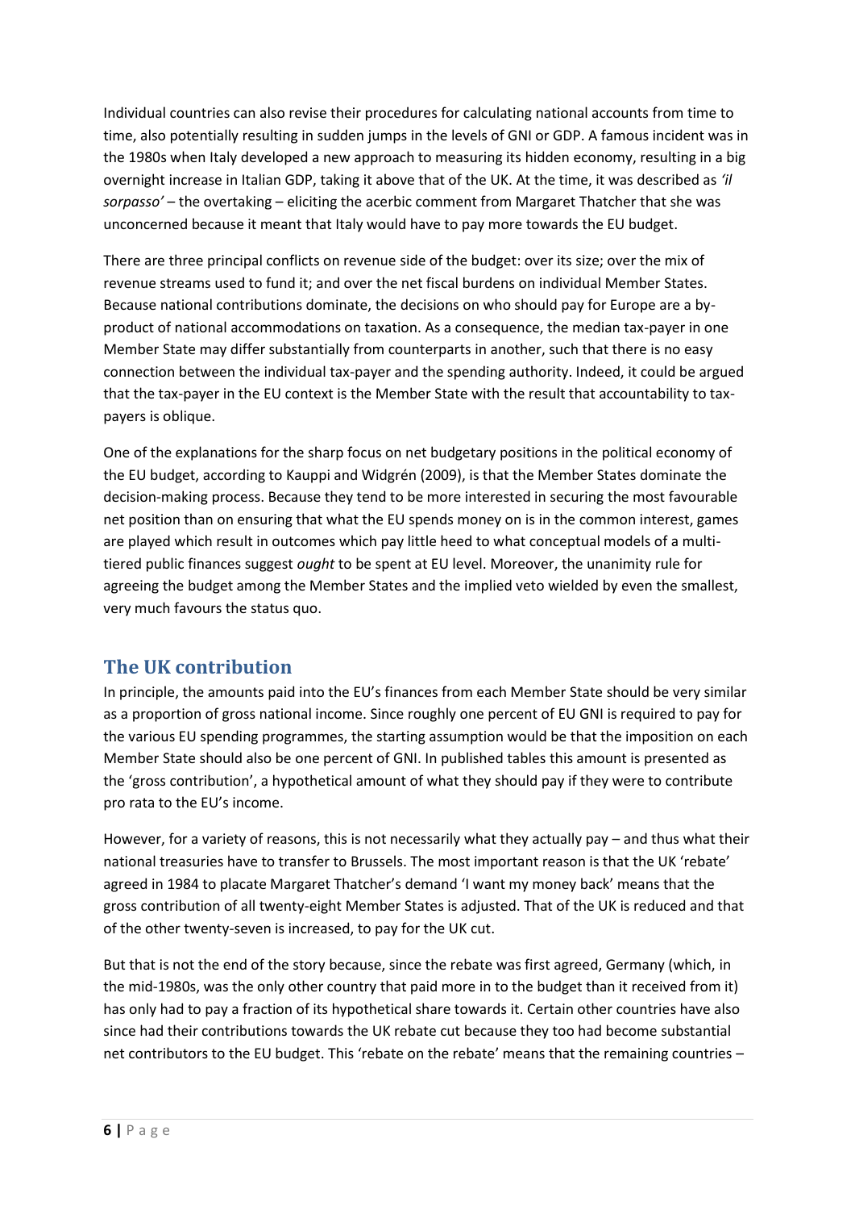Individual countries can also revise their procedures for calculating national accounts from time to time, also potentially resulting in sudden jumps in the levels of GNI or GDP. A famous incident was in the 1980s when Italy developed a new approach to measuring its hidden economy, resulting in a big overnight increase in Italian GDP, taking it above that of the UK. At the time, it was described as *'il sorpasso'* – the overtaking – eliciting the acerbic comment from Margaret Thatcher that she was unconcerned because it meant that Italy would have to pay more towards the EU budget.

There are three principal conflicts on revenue side of the budget: over its size; over the mix of revenue streams used to fund it; and over the net fiscal burdens on individual Member States. Because national contributions dominate, the decisions on who should pay for Europe are a by-product of national accommodations on taxation. As a consequence, the median tax-payer in one Member State may differ substantially from counterparts in another, such that there is no easy connection between the individual tax-payer and the spending authority. Indeed, it could be argued that the tax-payer in the EU context is the Member State with the result that accountability to tax-payers is oblique.

One of the explanations for the sharp focus on net budgetary positions in the political economy of the EU budget, according to Kauppi and Widgrén (2009), is that the Member States dominate the decision-making process. Because they tend to be more interested in securing the most favourable net position than on ensuring that what the EU spends money on is in the common interest, games are played which result in outcomes which pay little heed to what conceptual models of a multi-tiered public finances suggest *ought* to be spent at EU level. Moreover, the unanimity rule for agreeing the budget among the Member States and the implied veto wielded by even the smallest, very much favours the status quo.

## The UK contribution

In principle, the amounts paid into the EU's finances from each Member State should be very similar as a proportion of gross national income. Since roughly one percent of EU GNI is required to pay for the various EU spending programmes, the starting assumption would be that the imposition on each Member State should also be one percent of GNI. In published tables this amount is presented as the 'gross contribution', a hypothetical amount of what they should pay if they were to contribute pro rata to the EU's income.

However, for a variety of reasons, this is not necessarily what they actually pay – and thus what their national treasuries have to transfer to Brussels. The most important reason is that the UK 'rebate' agreed in 1984 to placate Margaret Thatcher's demand 'I want my money back' means that the gross contribution of all twenty-eight Member States is adjusted. That of the UK is reduced and that of the other twenty-seven is increased, to pay for the UK cut.

But that is not the end of the story because, since the rebate was first agreed, Germany (which, in the mid-1980s, was the only other country that paid more in to the budget than it received from it) has only had to pay a fraction of its hypothetical share towards it. Certain other countries have also since had their contributions towards the UK rebate cut because they too had become substantial net contributors to the EU budget. This 'rebate on the rebate' means that the remaining countries –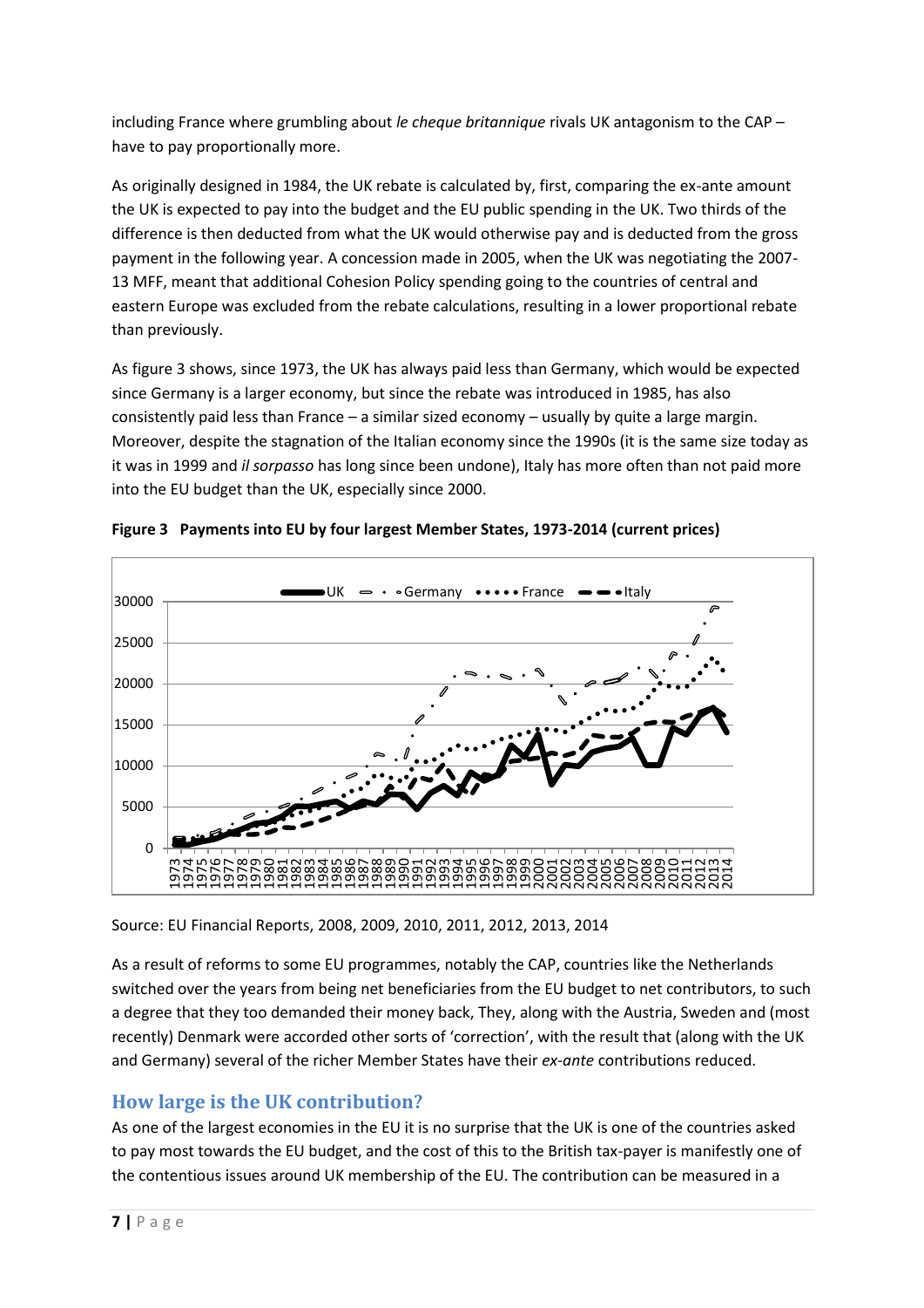including France where grumbling about *le cheque britannique* rivals UK antagonism to the CAP – have to pay proportionally more.

As originally designed in 1984, the UK rebate is calculated by, first, comparing the ex-ante amount the UK is expected to pay into the budget and the EU public spending in the UK. Two thirds of the difference is then deducted from what the UK would otherwise pay and is deducted from the gross payment in the following year. A concession made in 2005, when the UK was negotiating the 2007-13 MFF, meant that additional Cohesion Policy spending going to the countries of central and eastern Europe was excluded from the rebate calculations, resulting in a lower proportional rebate than previously.

As figure 3 shows, since 1973, the UK has always paid less than Germany, which would be expected since Germany is a larger economy, but since the rebate was introduced in 1985, has also consistently paid less than France – a similar sized economy – usually by quite a large margin. Moreover, despite the stagnation of the Italian economy since the 1990s (it is the same size today as it was in 1999 and *il sorpasso* has long since been undone), Italy has more often than not paid more into the EU budget than the UK, especially since 2000.

**Figure 3 Payments into EU by four largest Member States, 1973-2014 (current prices)**

Source: EU Financial Reports, 2008, 2009, 2010, 2011, 2012, 2013, 2014

As a result of reforms to some EU programmes, notably the CAP, countries like the Netherlands switched over the years from being net beneficiaries from the EU budget to net contributors, to such a degree that they too demanded their money back, They, along with the Austria, Sweden and (most recently) Denmark were accorded other sorts of 'correction', with the result that (along with the UK and Germany) several of the richer Member States have their *ex-ante* contributions reduced.

## How large is the UK contribution?

As one of the largest economies in the EU it is no surprise that the UK is one of the countries asked to pay most towards the EU budget, and the cost of this to the British tax-payer is manifestly one of the contentious issues around UK membership of the EU. The contribution can be measured in a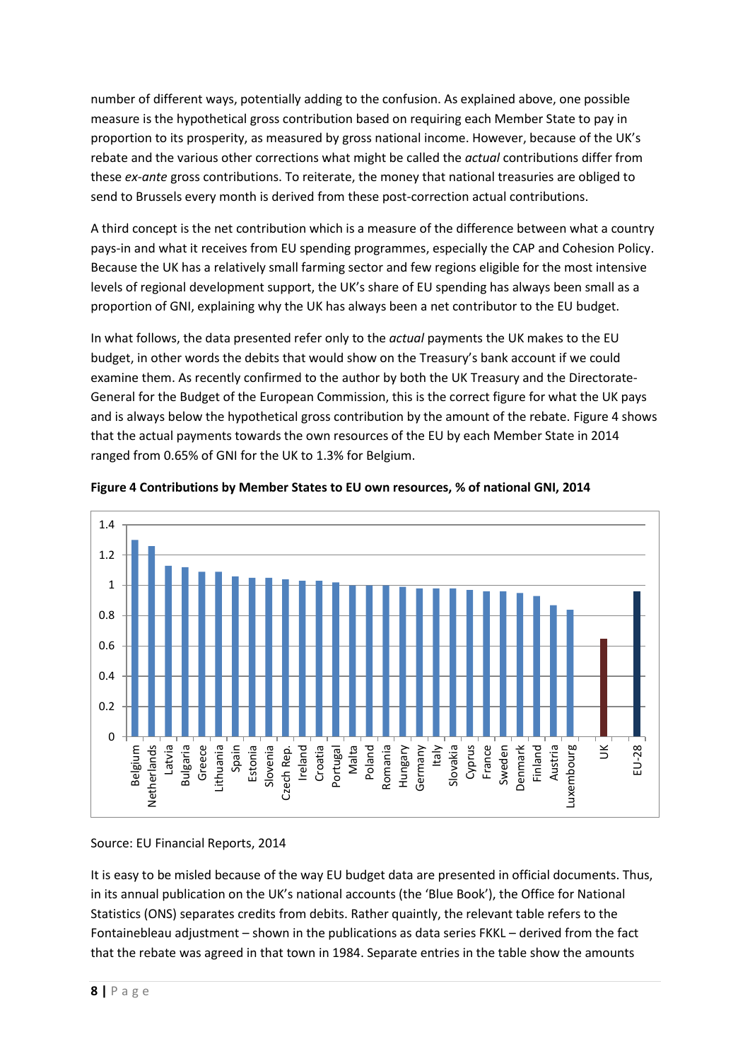number of different ways, potentially adding to the confusion. As explained above, one possible measure is the hypothetical gross contribution based on requiring each Member State to pay in proportion to its prosperity, as measured by gross national income. However, because of the UK's rebate and the various other corrections what might be called the *actual* contributions differ from these *ex-ante* gross contributions. To reiterate, the money that national treasuries are obliged to send to Brussels every month is derived from these post-correction actual contributions.

A third concept is the net contribution which is a measure of the difference between what a country pays-in and what it receives from EU spending programmes, especially the CAP and Cohesion Policy. Because the UK has a relatively small farming sector and few regions eligible for the most intensive levels of regional development support, the UK's share of EU spending has always been small as a proportion of GNI, explaining why the UK has always been a net contributor to the EU budget.

In what follows, the data presented refer only to the *actual* payments the UK makes to the EU budget, in other words the debits that would show on the Treasury's bank account if we could examine them. As recently confirmed to the author by both the UK Treasury and the Directorate-General for the Budget of the European Commission, this is the correct figure for what the UK pays and is always below the hypothetical gross contribution by the amount of the rebate. Figure 4 shows that the actual payments towards the own resources of the EU by each Member State in 2014 ranged from 0.65% of GNI for the UK to 1.3% for Belgium.

**Figure 4 Contributions by Member States to EU own resources, % of national GNI, 2014**

Source: EU Financial Reports, 2014

It is easy to be misled because of the way EU budget data are presented in official documents. Thus, in its annual publication on the UK's national accounts (the 'Blue Book'), the Office for National Statistics (ONS) separates credits from debits. Rather quaintly, the relevant table refers to the Fontainebleau adjustment – shown in the publications as data series FKKL – derived from the fact that the rebate was agreed in that town in 1984. Separate entries in the table show the amounts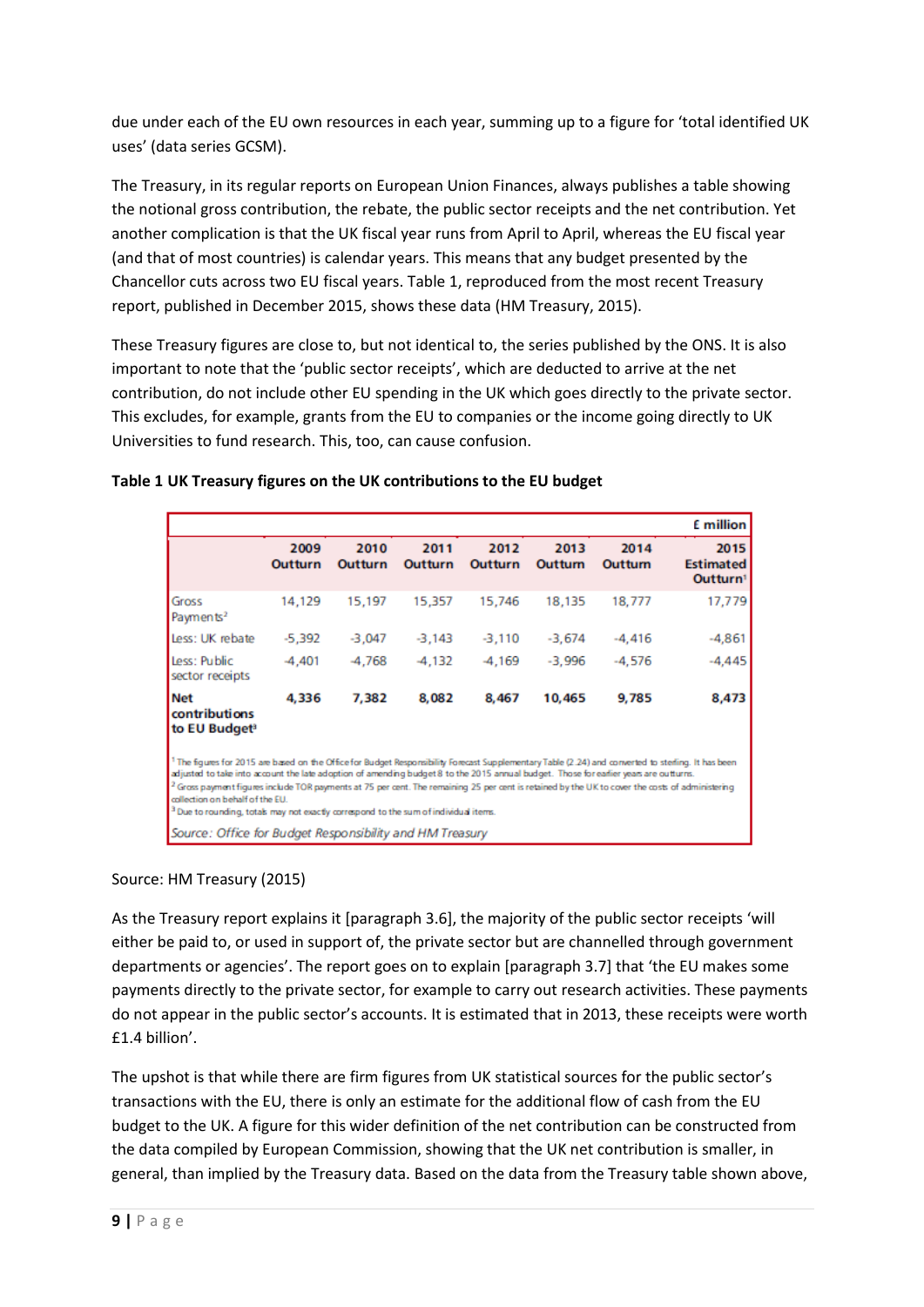due under each of the EU own resources in each year, summing up to a figure for 'total identified UK uses' (data series GCSM).

The Treasury, in its regular reports on European Union Finances, always publishes a table showing the notional gross contribution, the rebate, the public sector receipts and the net contribution. Yet another complication is that the UK fiscal year runs from April to April, whereas the EU fiscal year (and that of most countries) is calendar years. This means that any budget presented by the Chancellor cuts across two EU fiscal years. Table 1, reproduced from the most recent Treasury report, published in December 2015, shows these data (HM Treasury, 2015).

These Treasury figures are close to, but not identical to, the series published by the ONS. It is also important to note that the 'public sector receipts', which are deducted to arrive at the net contribution, do not include other EU spending in the UK which goes directly to the private sector. This excludes, for example, grants from the EU to companies or the income going directly to UK Universities to fund research. This, too, can cause confusion.

**Table 1 UK Treasury figures on the UK contributions to the EU budget**

| £ million | 2009 Outturn | 2010 Outturn | 2011 Outturn | 2012 Outturn | 2013 Outturn | 2014 Outturn | 2015 Estimated Outturn[1] |
|---|---|---|---|---|---|---|---|
| Gross Payments[2] | 14,129 | 15,197 | 15,357 | 15,746 | 18,135 | 18,777 | 17,779 |
| Less: UK rebate | -5,392 | -3,047 | -3,143 | -3,110 | -3,674 | -4,416 | -4,861 |
| Less: Public sector receipts | -4,401 | -4,768 | -4,132 | -4,169 | -3,996 | -4,576 | -4,445 |
| **Net contributions to EU Budget[3]** | **4,336** | **7,382** | **8,082** | **8,467** | **10,465** | **9,785** | **8,473** |

[1] The figures for 2015 are based on the Office for Budget Responsibility Forecast Supplementary Table (2.24) and converted to sterling. It has been adjusted to take into account the late adoption of amending budget 8 to the 2015 annual budget. Those for earlier years are outturns.
[2] Gross payment figures include TOR payments at 75 per cent. The remaining 25 per cent is retained by the UK to cover the costs of administering collection on behalf of the EU.
[3] Due to rounding, totals may not exactly correspond to the sum of individual items.

*Source: Office for Budget Responsibility and HM Treasury*

Source: HM Treasury (2015)

As the Treasury report explains it [paragraph 3.6], the majority of the public sector receipts 'will either be paid to, or used in support of, the private sector but are channelled through government departments or agencies'. The report goes on to explain [paragraph 3.7] that 'the EU makes some payments directly to the private sector, for example to carry out research activities. These payments do not appear in the public sector's accounts. It is estimated that in 2013, these receipts were worth £1.4 billion'.

The upshot is that while there are firm figures from UK statistical sources for the public sector's transactions with the EU, there is only an estimate for the additional flow of cash from the EU budget to the UK. A figure for this wider definition of the net contribution can be constructed from the data compiled by European Commission, showing that the UK net contribution is smaller, in general, than implied by the Treasury data. Based on the data from the Treasury table shown above,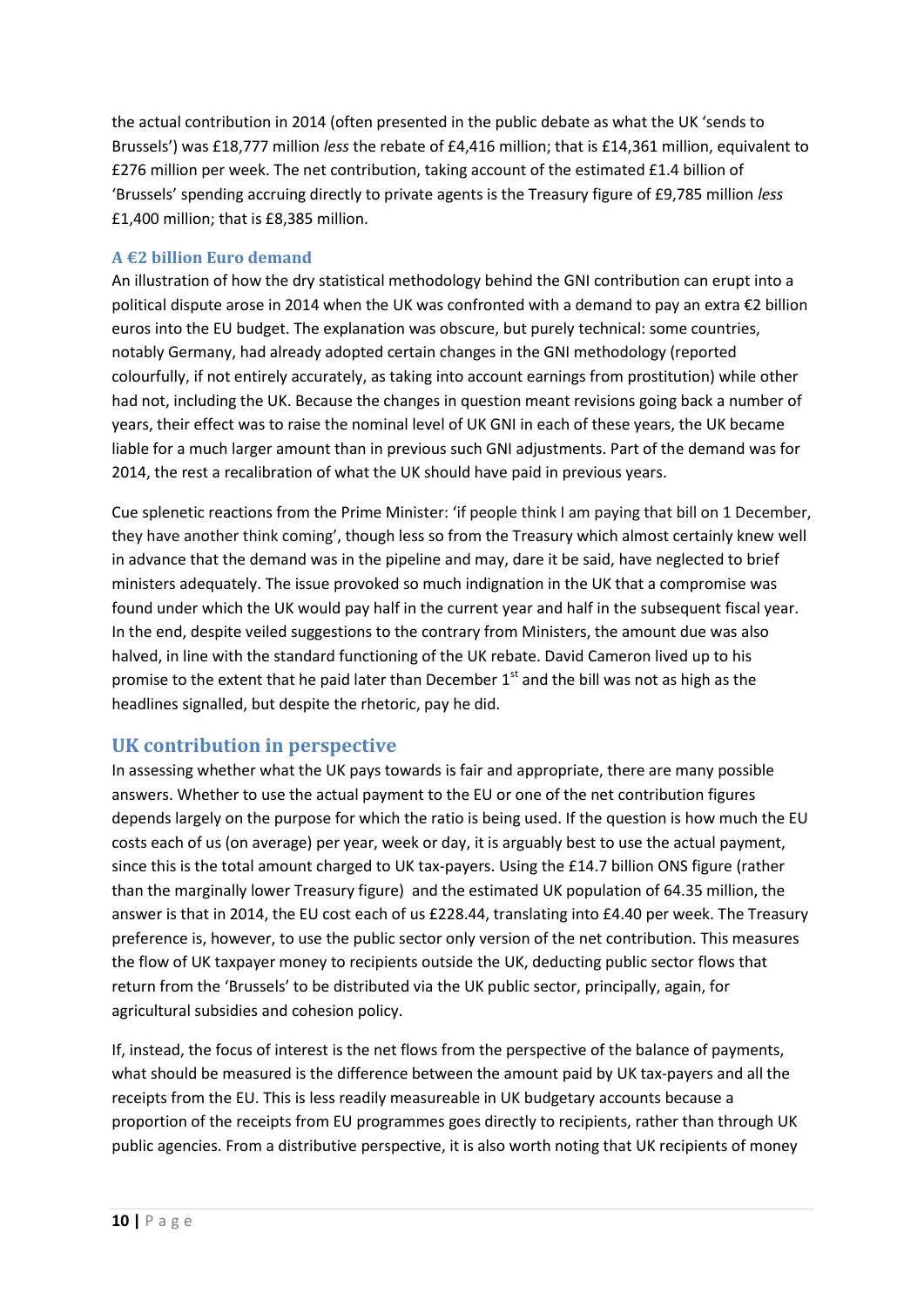the actual contribution in 2014 (often presented in the public debate as what the UK 'sends to Brussels') was £18,777 million *less* the rebate of £4,416 million; that is £14,361 million, equivalent to £276 million per week. The net contribution, taking account of the estimated £1.4 billion of 'Brussels' spending accruing directly to private agents is the Treasury figure of £9,785 million *less* £1,400 million; that is £8,385 million.

### A €2 billion Euro demand

An illustration of how the dry statistical methodology behind the GNI contribution can erupt into a political dispute arose in 2014 when the UK was confronted with a demand to pay an extra €2 billion euros into the EU budget. The explanation was obscure, but purely technical: some countries, notably Germany, had already adopted certain changes in the GNI methodology (reported colourfully, if not entirely accurately, as taking into account earnings from prostitution) while other had not, including the UK. Because the changes in question meant revisions going back a number of years, their effect was to raise the nominal level of UK GNI in each of these years, the UK became liable for a much larger amount than in previous such GNI adjustments. Part of the demand was for 2014, the rest a recalibration of what the UK should have paid in previous years.

Cue splenetic reactions from the Prime Minister: 'if people think I am paying that bill on 1 December, they have another think coming', though less so from the Treasury which almost certainly knew well in advance that the demand was in the pipeline and may, dare it be said, have neglected to brief ministers adequately. The issue provoked so much indignation in the UK that a compromise was found under which the UK would pay half in the current year and half in the subsequent fiscal year. In the end, despite veiled suggestions to the contrary from Ministers, the amount due was also halved, in line with the standard functioning of the UK rebate. David Cameron lived up to his promise to the extent that he paid later than December 1st and the bill was not as high as the headlines signalled, but despite the rhetoric, pay he did.

## UK contribution in perspective

In assessing whether what the UK pays towards is fair and appropriate, there are many possible answers. Whether to use the actual payment to the EU or one of the net contribution figures depends largely on the purpose for which the ratio is being used. If the question is how much the EU costs each of us (on average) per year, week or day, it is arguably best to use the actual payment, since this is the total amount charged to UK tax-payers. Using the £14.7 billion ONS figure (rather than the marginally lower Treasury figure) and the estimated UK population of 64.35 million, the answer is that in 2014, the EU cost each of us £228.44, translating into £4.40 per week. The Treasury preference is, however, to use the public sector only version of the net contribution. This measures the flow of UK taxpayer money to recipients outside the UK, deducting public sector flows that return from the 'Brussels' to be distributed via the UK public sector, principally, again, for agricultural subsidies and cohesion policy.

If, instead, the focus of interest is the net flows from the perspective of the balance of payments, what should be measured is the difference between the amount paid by UK tax-payers and all the receipts from the EU. This is less readily measureable in UK budgetary accounts because a proportion of the receipts from EU programmes goes directly to recipients, rather than through UK public agencies. From a distributive perspective, it is also worth noting that UK recipients of money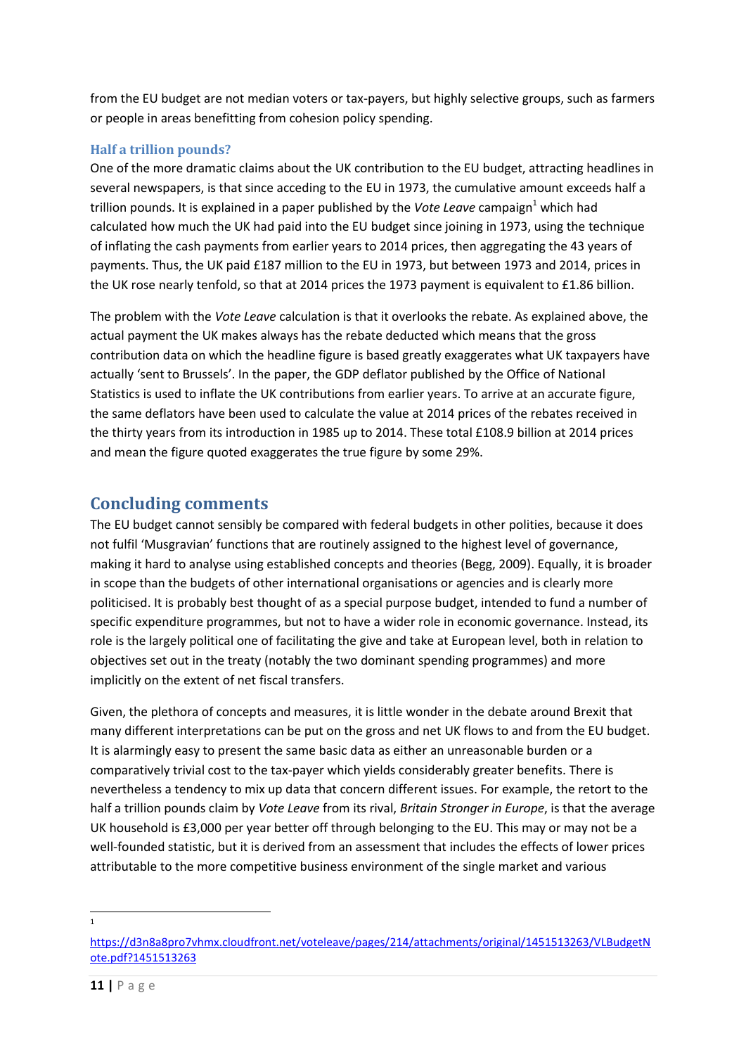from the EU budget are not median voters or tax-payers, but highly selective groups, such as farmers or people in areas benefitting from cohesion policy spending.

### Half a trillion pounds?

One of the more dramatic claims about the UK contribution to the EU budget, attracting headlines in several newspapers, is that since acceding to the EU in 1973, the cumulative amount exceeds half a trillion pounds. It is explained in a paper published by the *Vote Leave* campaign[1] which had calculated how much the UK had paid into the EU budget since joining in 1973, using the technique of inflating the cash payments from earlier years to 2014 prices, then aggregating the 43 years of payments. Thus, the UK paid £187 million to the EU in 1973, but between 1973 and 2014, prices in the UK rose nearly tenfold, so that at 2014 prices the 1973 payment is equivalent to £1.86 billion.

The problem with the *Vote Leave* calculation is that it overlooks the rebate. As explained above, the actual payment the UK makes always has the rebate deducted which means that the gross contribution data on which the headline figure is based greatly exaggerates what UK taxpayers have actually 'sent to Brussels'. In the paper, the GDP deflator published by the Office of National Statistics is used to inflate the UK contributions from earlier years. To arrive at an accurate figure, the same deflators have been used to calculate the value at 2014 prices of the rebates received in the thirty years from its introduction in 1985 up to 2014. These total £108.9 billion at 2014 prices and mean the figure quoted exaggerates the true figure by some 29%.

## Concluding comments

The EU budget cannot sensibly be compared with federal budgets in other polities, because it does not fulfil 'Musgravian' functions that are routinely assigned to the highest level of governance, making it hard to analyse using established concepts and theories (Begg, 2009). Equally, it is broader in scope than the budgets of other international organisations or agencies and is clearly more politicised. It is probably best thought of as a special purpose budget, intended to fund a number of specific expenditure programmes, but not to have a wider role in economic governance. Instead, its role is the largely political one of facilitating the give and take at European level, both in relation to objectives set out in the treaty (notably the two dominant spending programmes) and more implicitly on the extent of net fiscal transfers.

Given, the plethora of concepts and measures, it is little wonder in the debate around Brexit that many different interpretations can be put on the gross and net UK flows to and from the EU budget. It is alarmingly easy to present the same basic data as either an unreasonable burden or a comparatively trivial cost to the tax-payer which yields considerably greater benefits. There is nevertheless a tendency to mix up data that concern different issues. For example, the retort to the half a trillion pounds claim by *Vote Leave* from its rival, *Britain Stronger in Europe*, is that the average UK household is £3,000 per year better off through belonging to the EU. This may or may not be a well-founded statistic, but it is derived from an assessment that includes the effects of lower prices attributable to the more competitive business environment of the single market and various

---

[1] https://d3n8a8pro7vhmx.cloudfront.net/voteleave/pages/214/attachments/original/1451513263/VLBudgetNote.pdf?1451513263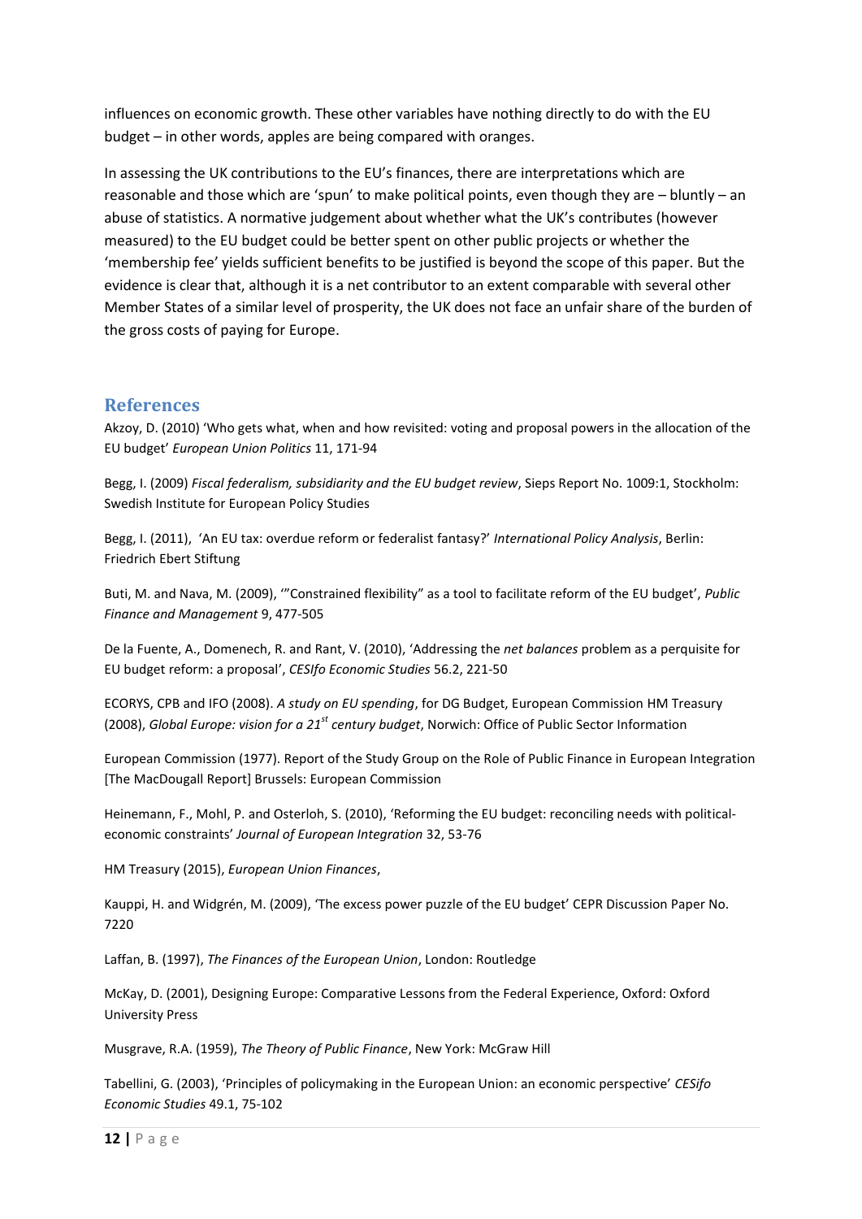influences on economic growth. These other variables have nothing directly to do with the EU budget – in other words, apples are being compared with oranges.

In assessing the UK contributions to the EU's finances, there are interpretations which are reasonable and those which are 'spun' to make political points, even though they are – bluntly – an abuse of statistics. A normative judgement about whether what the UK's contributes (however measured) to the EU budget could be better spent on other public projects or whether the 'membership fee' yields sufficient benefits to be justified is beyond the scope of this paper. But the evidence is clear that, although it is a net contributor to an extent comparable with several other Member States of a similar level of prosperity, the UK does not face an unfair share of the burden of the gross costs of paying for Europe.

## References

Akzoy, D. (2010) 'Who gets what, when and how revisited: voting and proposal powers in the allocation of the EU budget' *European Union Politics* 11, 171-94

Begg, I. (2009) *Fiscal federalism, subsidiarity and the EU budget review*, Sieps Report No. 1009:1, Stockholm: Swedish Institute for European Policy Studies

Begg, I. (2011), 'An EU tax: overdue reform or federalist fantasy?' *International Policy Analysis*, Berlin: Friedrich Ebert Stiftung

Buti, M. and Nava, M. (2009), '"Constrained flexibility" as a tool to facilitate reform of the EU budget', *Public Finance and Management* 9, 477-505

De la Fuente, A., Domenech, R. and Rant, V. (2010), 'Addressing the *net balances* problem as a perquisite for EU budget reform: a proposal', *CESIfo Economic Studies* 56.2, 221-50

ECORYS, CPB and IFO (2008). *A study on EU spending*, for DG Budget, European Commission HM Treasury (2008), *Global Europe: vision for a 21st century budget*, Norwich: Office of Public Sector Information

European Commission (1977). Report of the Study Group on the Role of Public Finance in European Integration [The MacDougall Report] Brussels: European Commission

Heinemann, F., Mohl, P. and Osterloh, S. (2010), 'Reforming the EU budget: reconciling needs with political-economic constraints' *Journal of European Integration* 32, 53-76

HM Treasury (2015), *European Union Finances*,

Kauppi, H. and Widgrén, M. (2009), 'The excess power puzzle of the EU budget' CEPR Discussion Paper No. 7220

Laffan, B. (1997), *The Finances of the European Union*, London: Routledge

McKay, D. (2001), Designing Europe: Comparative Lessons from the Federal Experience, Oxford: Oxford University Press

Musgrave, R.A. (1959), *The Theory of Public Finance*, New York: McGraw Hill

Tabellini, G. (2003), 'Principles of policymaking in the European Union: an economic perspective' *CESifo Economic Studies* 49.1, 75-102